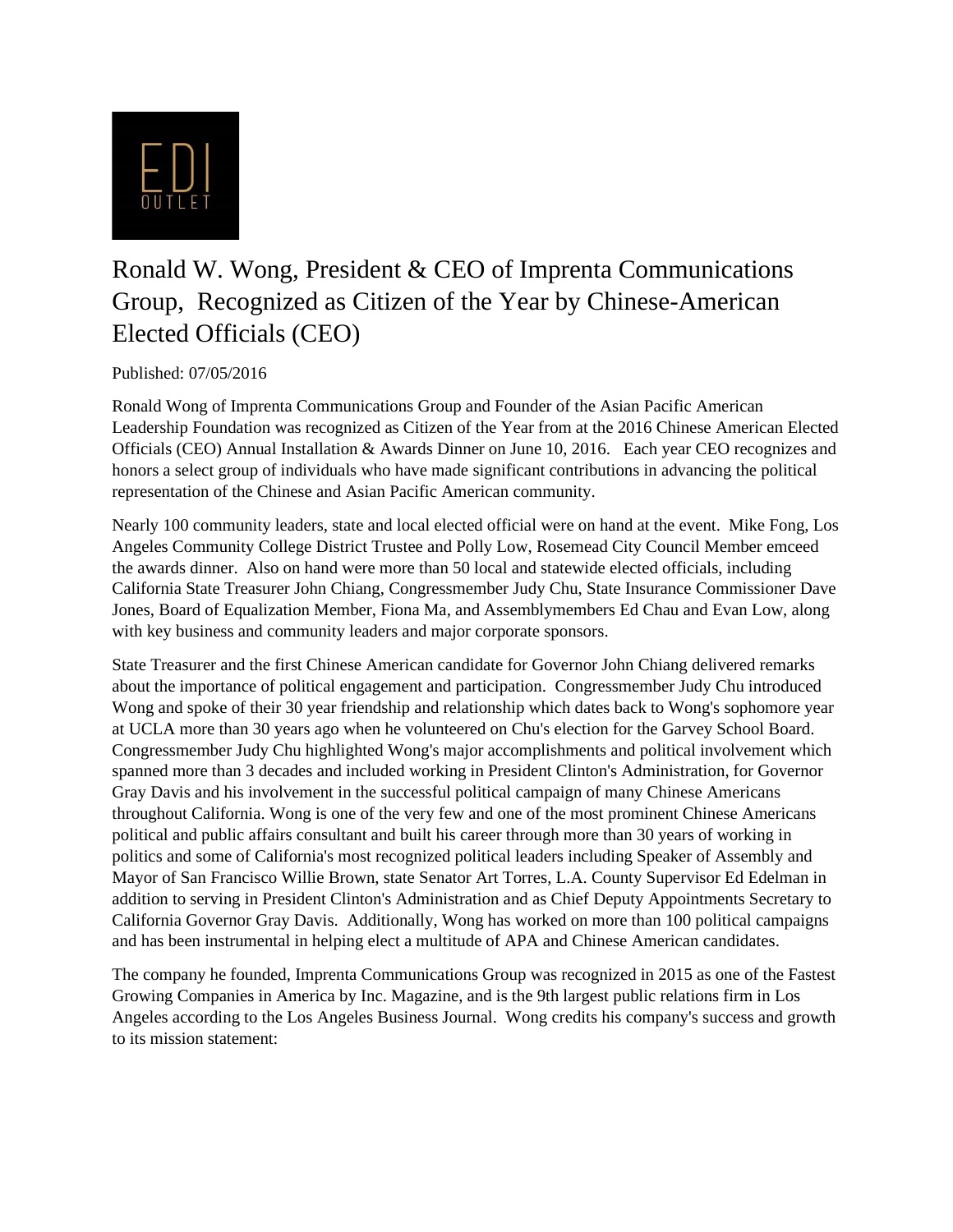# Ronald W. Wong, President & CEO of Imprenta Communications Group, Recognized as Citizen of the Year by Chinese-American Elected Officials (CEO)

Published: 07/05/2016

Ronald Wong of Imprenta Communications Group and Founder of the Asian Pacific American Leadership Foundation was recognized as Citizen of the Year from at the 2016 Chinese American Elected Officials (CEO) Annual Installation & Awards Dinner on June 10, 2016. Each year CEO recognizes and honors a select group of individuals who have made significant contributions in advancing the political representation of the Chinese and Asian Pacific American community.

Nearly 100 community leaders, state and local elected official were on hand at the event. Mike Fong, Los Angeles Community College District Trustee and Polly Low, Rosemead City Council Member emceed the awards dinner. Also on hand were more than 50 local and statewide elected officials, including California State Treasurer John Chiang, Congressmember Judy Chu, State Insurance Commissioner Dave Jones, Board of Equalization Member, Fiona Ma, and Assemblymembers Ed Chau and Evan Low, along with key business and community leaders and major corporate sponsors.

State Treasurer and the first Chinese American candidate for Governor John Chiang delivered remarks about the importance of political engagement and participation. Congressmember Judy Chu introduced Wong and spoke of their 30 year friendship and relationship which dates back to Wong's sophomore year at UCLA more than 30 years ago when he volunteered on Chu's election for the Garvey School Board. Congressmember Judy Chu highlighted Wong's major accomplishments and political involvement which spanned more than 3 decades and included working in President Clinton's Administration, for Governor Gray Davis and his involvement in the successful political campaign of many Chinese Americans throughout California. Wong is one of the very few and one of the most prominent Chinese Americans political and public affairs consultant and built his career through more than 30 years of working in politics and some of California's most recognized political leaders including Speaker of Assembly and Mayor of San Francisco Willie Brown, state Senator Art Torres, L.A. County Supervisor Ed Edelman in addition to serving in President Clinton's Administration and as Chief Deputy Appointments Secretary to California Governor Gray Davis. Additionally, Wong has worked on more than 100 political campaigns and has been instrumental in helping elect a multitude of APA and Chinese American candidates.

The company he founded, Imprenta Communications Group was recognized in 2015 as one of the Fastest Growing Companies in America by Inc. Magazine, and is the 9th largest public relations firm in Los Angeles according to the Los Angeles Business Journal. Wong credits his company's success and growth to its mission statement: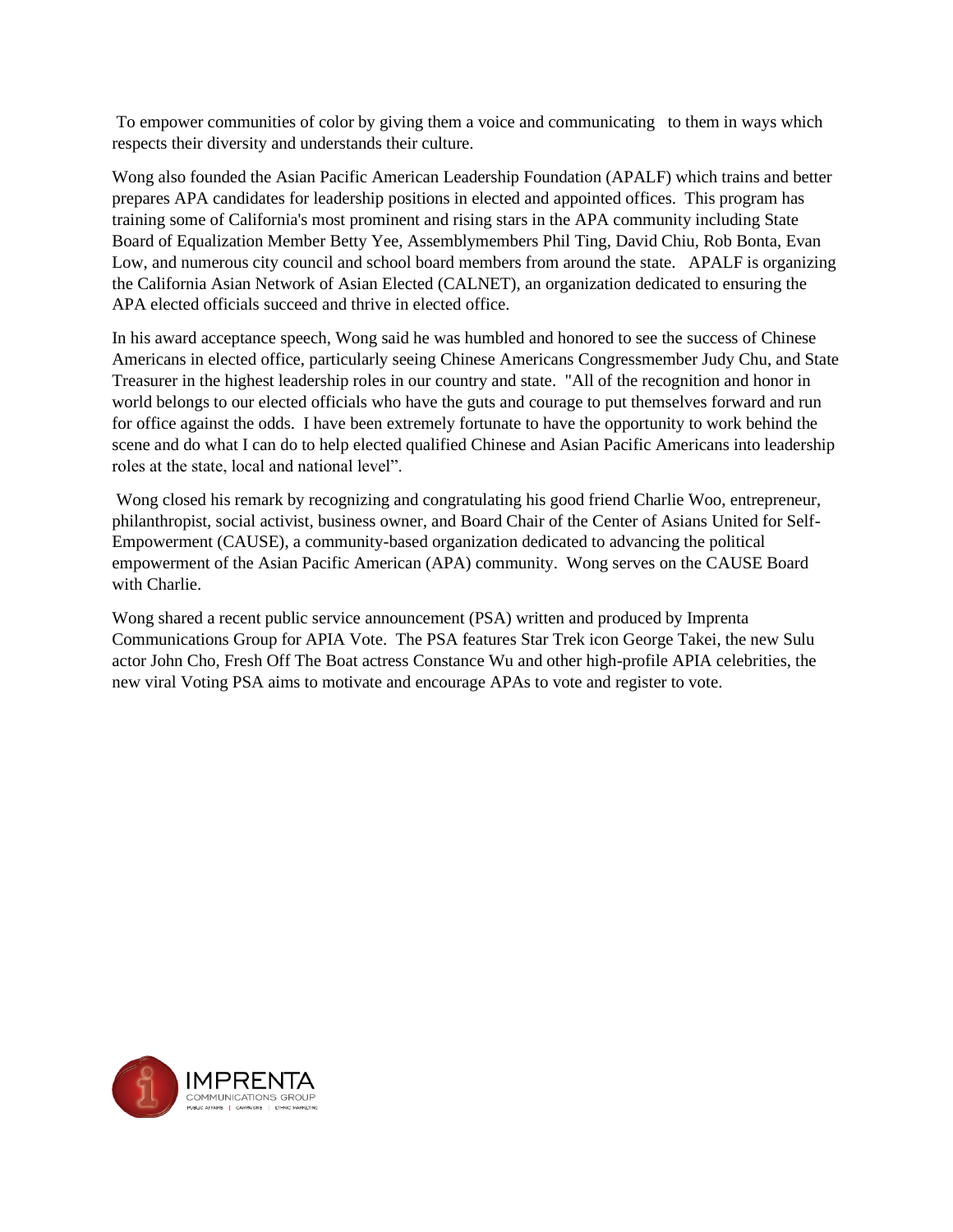To empower communities of color by giving them a voice and communicating to them in ways which respects their diversity and understands their culture.

Wong also founded the Asian Pacific American Leadership Foundation (APALF) which trains and better prepares APA candidates for leadership positions in elected and appointed offices. This program has training some of California's most prominent and rising stars in the APA community including State Board of Equalization Member Betty Yee, Assemblymembers Phil Ting, David Chiu, Rob Bonta, Evan Low, and numerous city council and school board members from around the state. APALF is organizing the California Asian Network of Asian Elected (CALNET), an organization dedicated to ensuring the APA elected officials succeed and thrive in elected office.

In his award acceptance speech, Wong said he was humbled and honored to see the success of Chinese Americans in elected office, particularly seeing Chinese Americans Congressmember Judy Chu, and State Treasurer in the highest leadership roles in our country and state. "All of the recognition and honor in world belongs to our elected officials who have the guts and courage to put themselves forward and run for office against the odds. I have been extremely fortunate to have the opportunity to work behind the scene and do what I can do to help elected qualified Chinese and Asian Pacific Americans into leadership roles at the state, local and national level".

Wong closed his remark by recognizing and congratulating his good friend Charlie Woo, entrepreneur, philanthropist, social activist, business owner, and Board Chair of the Center of Asians United for Self-Empowerment (CAUSE), a community-based organization dedicated to advancing the political empowerment of the Asian Pacific American (APA) community. Wong serves on the CAUSE Board with Charlie.

Wong shared a recent public service announcement (PSA) written and produced by Imprenta Communications Group for APIA Vote. The PSA features Star Trek icon George Takei, the new Sulu actor John Cho, Fresh Off The Boat actress Constance Wu and other high-profile APIA celebrities, the new viral Voting PSA aims to motivate and encourage APAs to vote and register to vote.

IMPRENTA COMMUNICATIONS GROUP
PUBLIC AFFAIRS | CAMPAIGNS | ETHNIC MARKETING